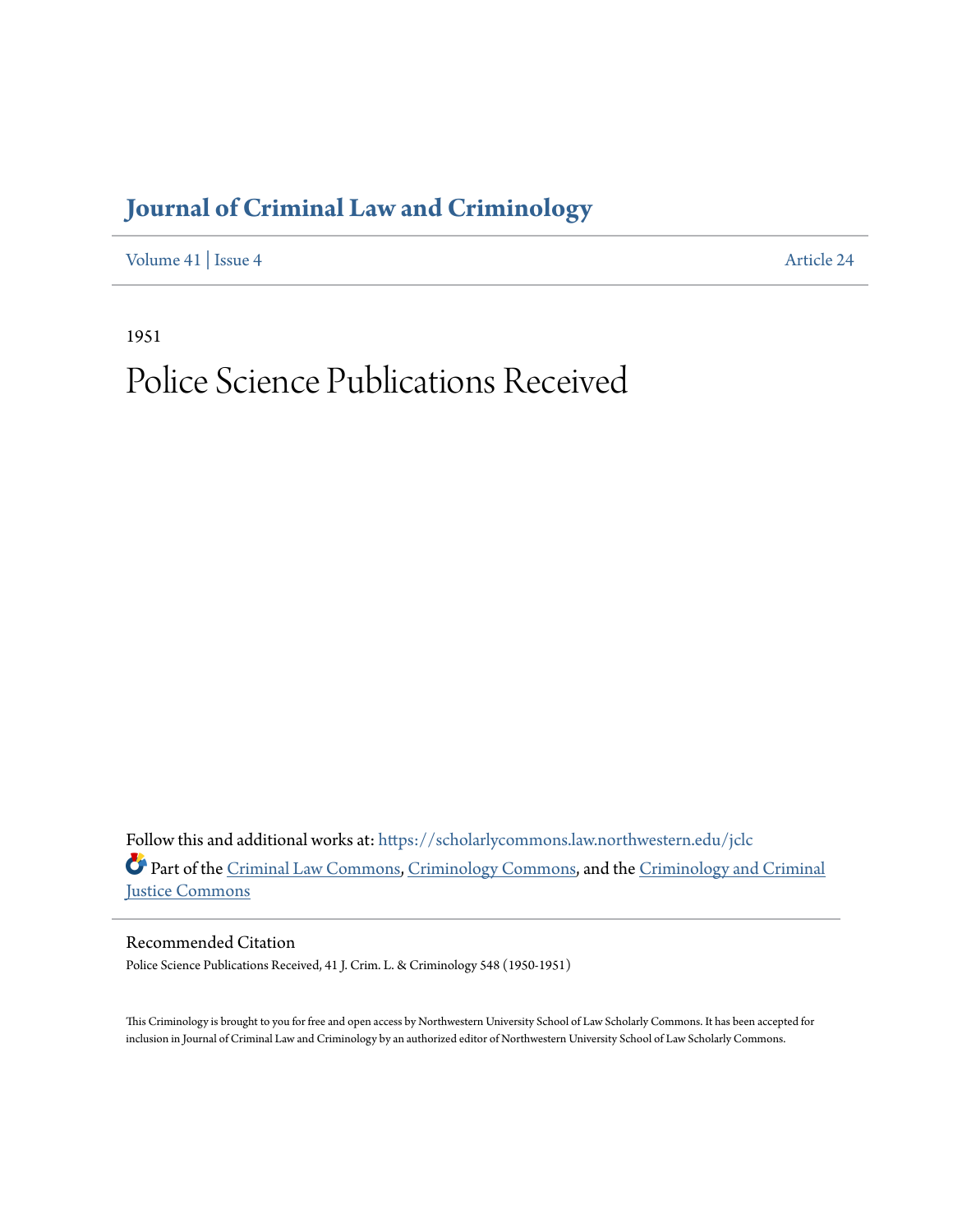# Journal of Criminal Law and Criminology

Volume 41 | Issue 4 Article 24

1951

# Police Science Publications Received

Follow this and additional works at: https://scholarlycommons.law.northwestern.edu/jclc

Part of the Criminal Law Commons, Criminology Commons, and the Criminology and Criminal Justice Commons

## Recommended Citation

Police Science Publications Received, 41 J. Crim. L. & Criminology 548 (1950-1951)

This Criminology is brought to you for free and open access by Northwestern University School of Law Scholarly Commons. It has been accepted for inclusion in Journal of Criminal Law and Criminology by an authorized editor of Northwestern University School of Law Scholarly Commons.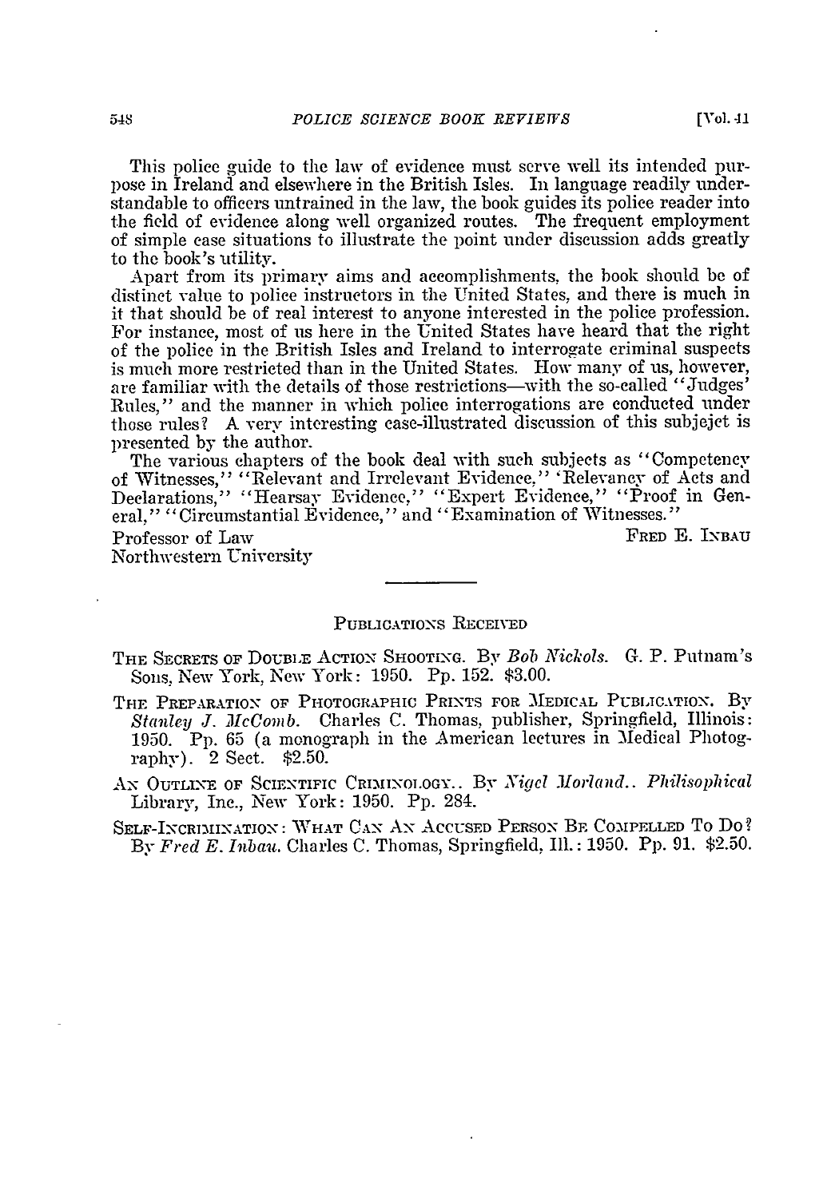This police guide to the law of evidence must serve well its intended purpose in Ireland and elsewhere in the British Isles. In language readily understandable to officers untrained in the law, the book guides its police reader into the field of evidence along well organized routes. The frequent employment of simple case situations to illustrate the point under discussion adds greatly to the book's utility.

Apart from its primary aims and accomplishments, the book should be of distinct value to police instructors in the United States, and there is much in it that should be of real interest to anyone interested in the police profession. For instance, most of us here in the United States have heard that the right of the police in the British Isles and Ireland to interrogate criminal suspects is much more restricted than in the United States. How many of us, however, are familiar with the details of those restrictions—with the so-called "Judges' Rules," and the manner in which police interrogations are conducted under those rules? A very interesting case-illustrated discussion of this subjejct is presented by the author.

The various chapters of the book deal with such subjects as "Competency of Witnesses," "Relevant and Irrelevant Evidence," 'Relevancy of Acts and Declarations," "Hearsay Evidence," "Expert Evidence," "Proof in General," "Circumstantial Evidence," and "Examination of Witnesses."

Professor of Law
Northwestern University

FRED E. INBAU

## PUBLICATIONS RECEIVED

THE SECRETS OF DOUBLE ACTION SHOOTING. By *Bob Nichols.* G. P. Putnam's Sons, New York, New York: 1950. Pp. 152. $3.00.

THE PREPARATION OF PHOTOGRAPHIC PRINTS FOR MEDICAL PUBLICATION. By *Stanley J. McComb.* Charles C. Thomas, publisher, Springfield, Illinois: 1950. Pp. 65 (a monograph in the American lectures in Medical Photography). 2 Sect. $2.50.

AN OUTLINE OF SCIENTIFIC CRIMINOLOGY.. By *Nigel Morland.. Philisophical* Library, Inc., New York: 1950. Pp. 284.

SELF-INCRIMINATION: WHAT CAN AN ACCUSED PERSON BE COMPELLED TO DO? By *Fred E. Inbau.* Charles C. Thomas, Springfield, Ill.: 1950. Pp. 91. $2.50.